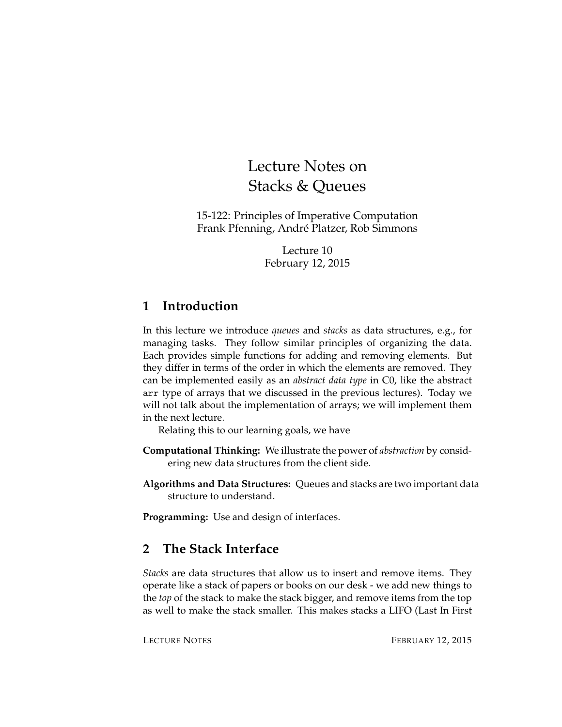# Lecture Notes on Stacks & Queues

15-122: Principles of Imperative Computation
Frank Pfenning, André Platzer, Rob Simmons

Lecture 10
February 12, 2015

## 1 Introduction

In this lecture we introduce *queues* and *stacks* as data structures, e.g., for managing tasks. They follow similar principles of organizing the data. Each provides simple functions for adding and removing elements. But they differ in terms of the order in which the elements are removed. They can be implemented easily as an *abstract data type* in C0, like the abstract `arr` type of arrays that we discussed in the previous lectures). Today we will not talk about the implementation of arrays; we will implement them in the next lecture.

Relating this to our learning goals, we have

**Computational Thinking:** We illustrate the power of *abstraction* by considering new data structures from the client side.

**Algorithms and Data Structures:** Queues and stacks are two important data structure to understand.

**Programming:** Use and design of interfaces.

## 2 The Stack Interface

*Stacks* are data structures that allow us to insert and remove items. They operate like a stack of papers or books on our desk - we add new things to the *top* of the stack to make the stack bigger, and remove items from the top as well to make the stack smaller. This makes stacks a LIFO (Last In First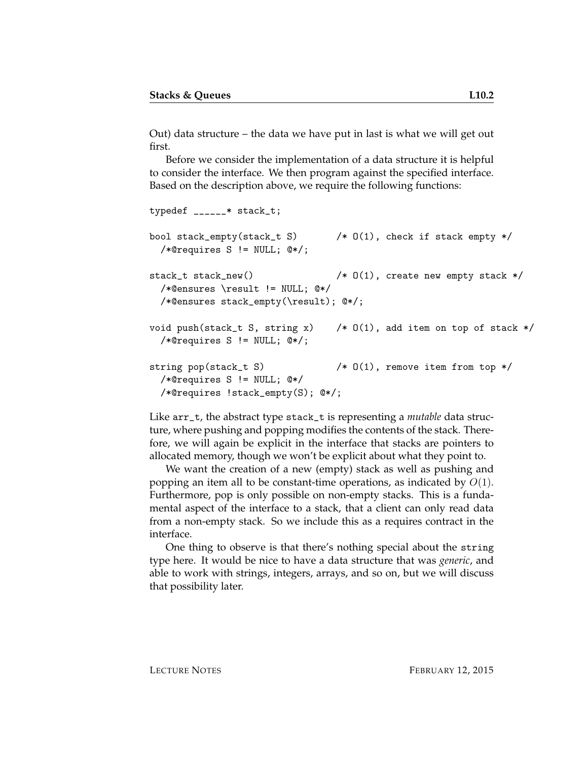Out) data structure – the data we have put in last is what we will get out first.

Before we consider the implementation of a data structure it is helpful to consider the interface. We then program against the specified interface. Based on the description above, we require the following functions:

```
typedef ______* stack_t;

bool stack_empty(stack_t S)       /* O(1), check if stack empty */
  /*@requires S != NULL; @*/;

stack_t stack_new()               /* O(1), create new empty stack */
  /*@ensures \result != NULL; @*/
  /*@ensures stack_empty(\result); @*/;

void push(stack_t S, string x)    /* O(1), add item on top of stack */
  /*@requires S != NULL; @*/;

string pop(stack_t S)             /* O(1), remove item from top */
  /*@requires S != NULL; @*/
  /*@requires !stack_empty(S); @*/;
```

Like `arr_t`, the abstract type `stack_t` is representing a *mutable* data structure, where pushing and popping modifies the contents of the stack. Therefore, we will again be explicit in the interface that stacks are pointers to allocated memory, though we won't be explicit about what they point to.

We want the creation of a new (empty) stack as well as pushing and popping an item all to be constant-time operations, as indicated by $O(1)$. Furthermore, pop is only possible on non-empty stacks. This is a fundamental aspect of the interface to a stack, that a client can only read data from a non-empty stack. So we include this as a requires contract in the interface.

One thing to observe is that there's nothing special about the `string` type here. It would be nice to have a data structure that was *generic*, and able to work with strings, integers, arrays, and so on, but we will discuss that possibility later.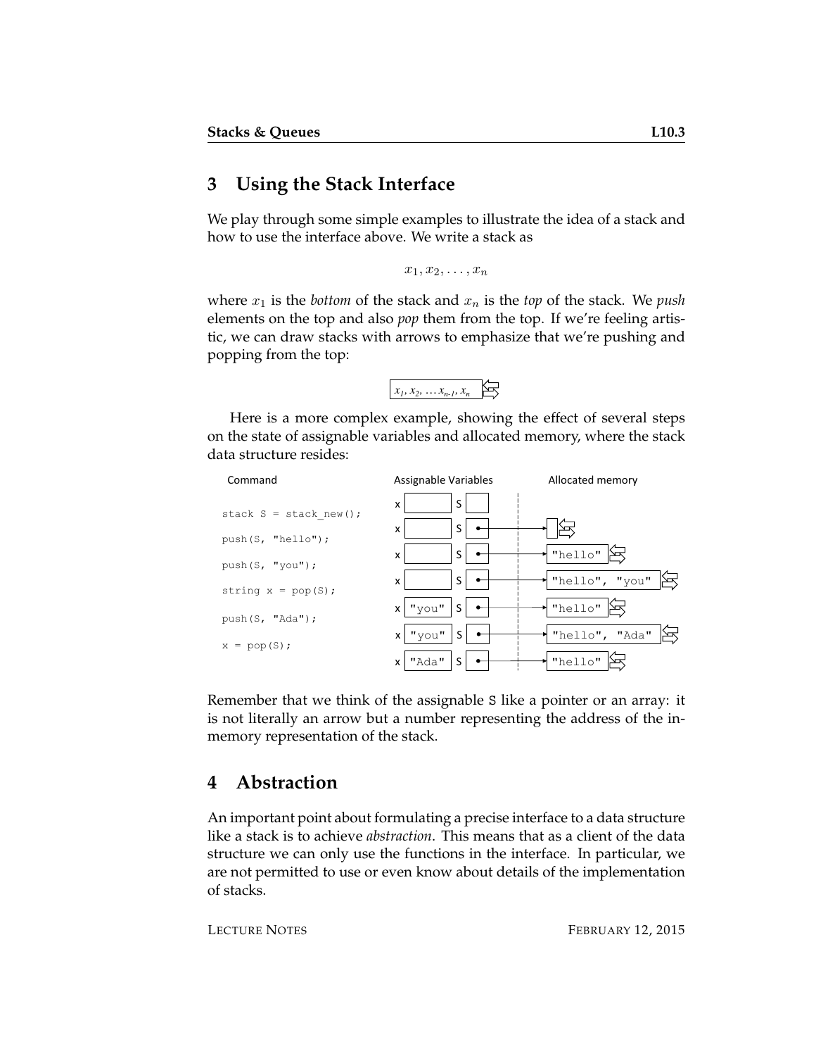## 3 Using the Stack Interface

We play through some simple examples to illustrate the idea of a stack and how to use the interface above. We write a stack as

$$x_1, x_2, \ldots, x_n$$

where $x_1$ is the *bottom* of the stack and $x_n$ is the *top* of the stack. We *push* elements on the top and also *pop* them from the top. If we're feeling artistic, we can draw stacks with arrows to emphasize that we're pushing and popping from the top:

$x_1, x_2, \ldots x_{n-1}, x_n$

Here is a more complex example, showing the effect of several steps on the state of assignable variables and allocated memory, where the stack data structure resides:

| Command | Assignable Variables | | Allocated memory |
|---|---|---|---|
| | x | S | |
| `stack S = stack_new();` | x | S → | (empty stack) |
| `push(S, "hello");` | x | S → | `"hello"` |
| `push(S, "you");` | x | S → | `"hello", "you"` |
| `string x = pop(S);` | x `"you"` | S → | `"hello"` |
| `push(S, "Ada");` | x `"you"` | S → | `"hello", "Ada"` |
| `x = pop(S);` | x `"Ada"` | S → | `"hello"` |

Remember that we think of the assignable `S` like a pointer or an array: it is not literally an arrow but a number representing the address of the in-memory representation of the stack.

## 4 Abstraction

An important point about formulating a precise interface to a data structure like a stack is to achieve *abstraction*. This means that as a client of the data structure we can only use the functions in the interface. In particular, we are not permitted to use or even know about details of the implementation of stacks.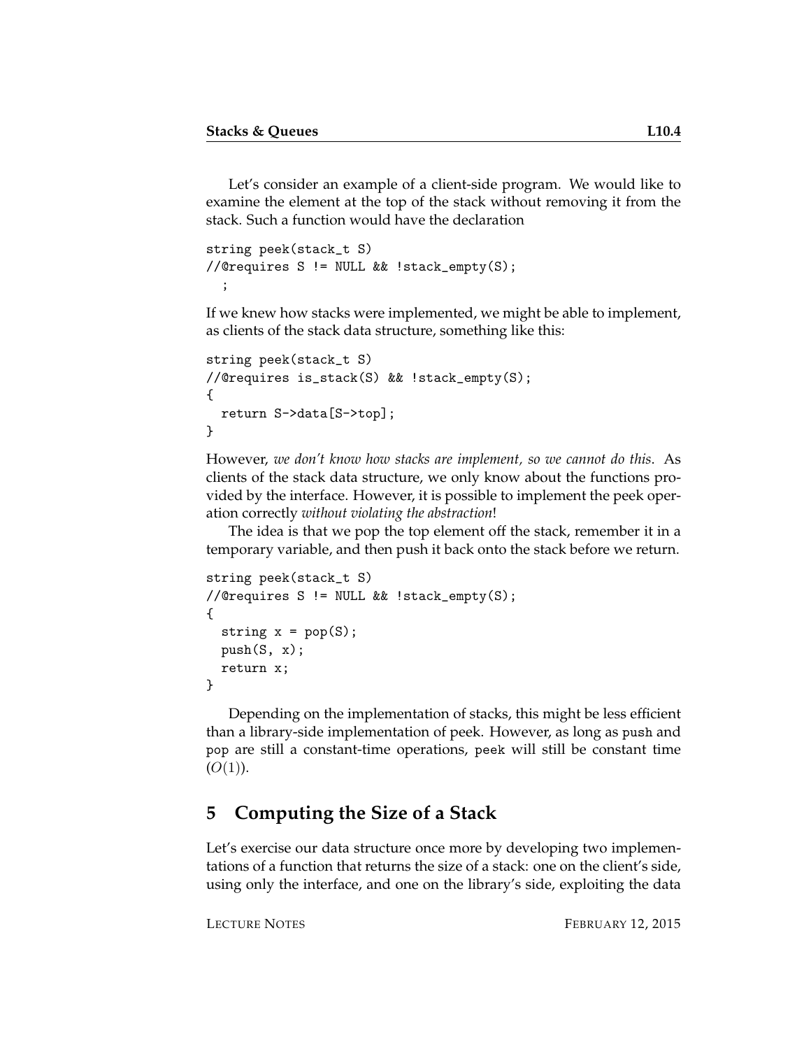Let's consider an example of a client-side program. We would like to examine the element at the top of the stack without removing it from the stack. Such a function would have the declaration

```
string peek(stack_t S)
//@requires S != NULL && !stack_empty(S);
  ;
```

If we knew how stacks were implemented, we might be able to implement, as clients of the stack data structure, something like this:

```
string peek(stack_t S)
//@requires is_stack(S) && !stack_empty(S);
{
  return S->data[S->top];
}
```

However, *we don't know how stacks are implement, so we cannot do this*. As clients of the stack data structure, we only know about the functions provided by the interface. However, it is possible to implement the peek operation correctly *without violating the abstraction*!

The idea is that we pop the top element off the stack, remember it in a temporary variable, and then push it back onto the stack before we return.

```
string peek(stack_t S)
//@requires S != NULL && !stack_empty(S);
{
  string x = pop(S);
  push(S, x);
  return x;
}
```

Depending on the implementation of stacks, this might be less efficient than a library-side implementation of peek. However, as long as push and pop are still a constant-time operations, peek will still be constant time ($O(1)$).

## 5 Computing the Size of a Stack

Let's exercise our data structure once more by developing two implementations of a function that returns the size of a stack: one on the client's side, using only the interface, and one on the library's side, exploiting the data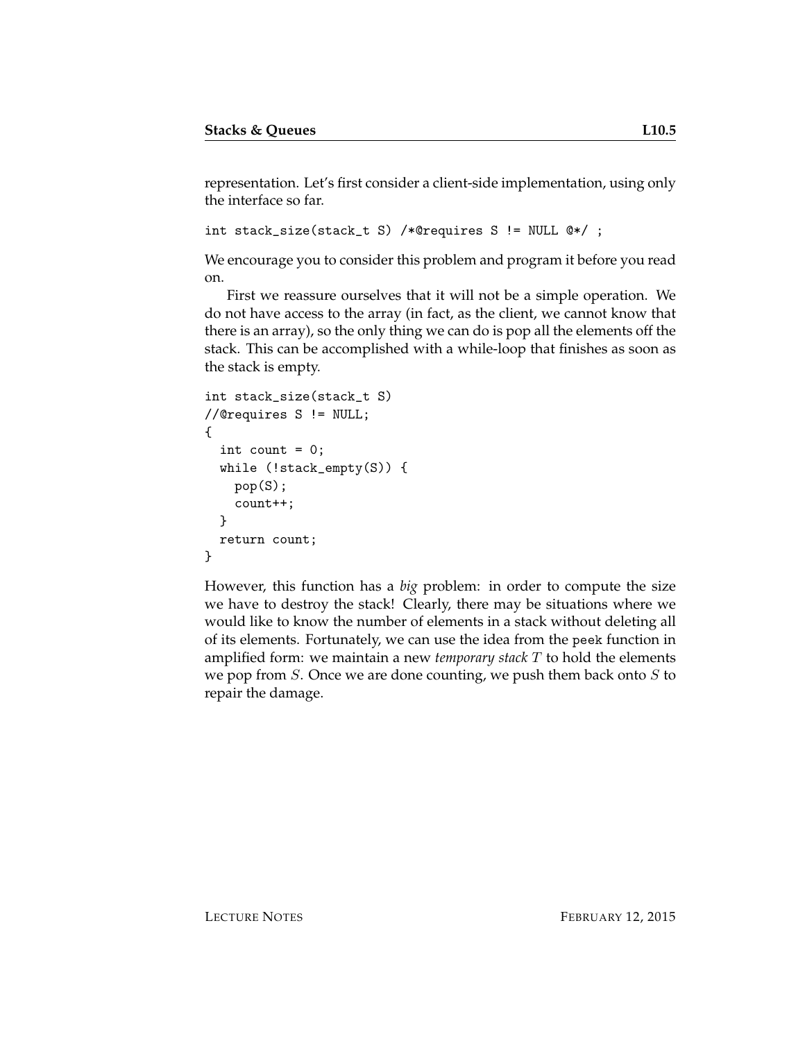representation. Let's first consider a client-side implementation, using only the interface so far.

```
int stack_size(stack_t S) /*@requires S != NULL @*/ ;
```

We encourage you to consider this problem and program it before you read on.

First we reassure ourselves that it will not be a simple operation. We do not have access to the array (in fact, as the client, we cannot know that there is an array), so the only thing we can do is pop all the elements off the stack. This can be accomplished with a while-loop that finishes as soon as the stack is empty.

```
int stack_size(stack_t S)
//@requires S != NULL;
{
  int count = 0;
  while (!stack_empty(S)) {
    pop(S);
    count++;
  }
  return count;
}
```

However, this function has a *big* problem: in order to compute the size we have to destroy the stack! Clearly, there may be situations where we would like to know the number of elements in a stack without deleting all of its elements. Fortunately, we can use the idea from the `peek` function in amplified form: we maintain a new *temporary stack* $T$ to hold the elements we pop from $S$. Once we are done counting, we push them back onto $S$ to repair the damage.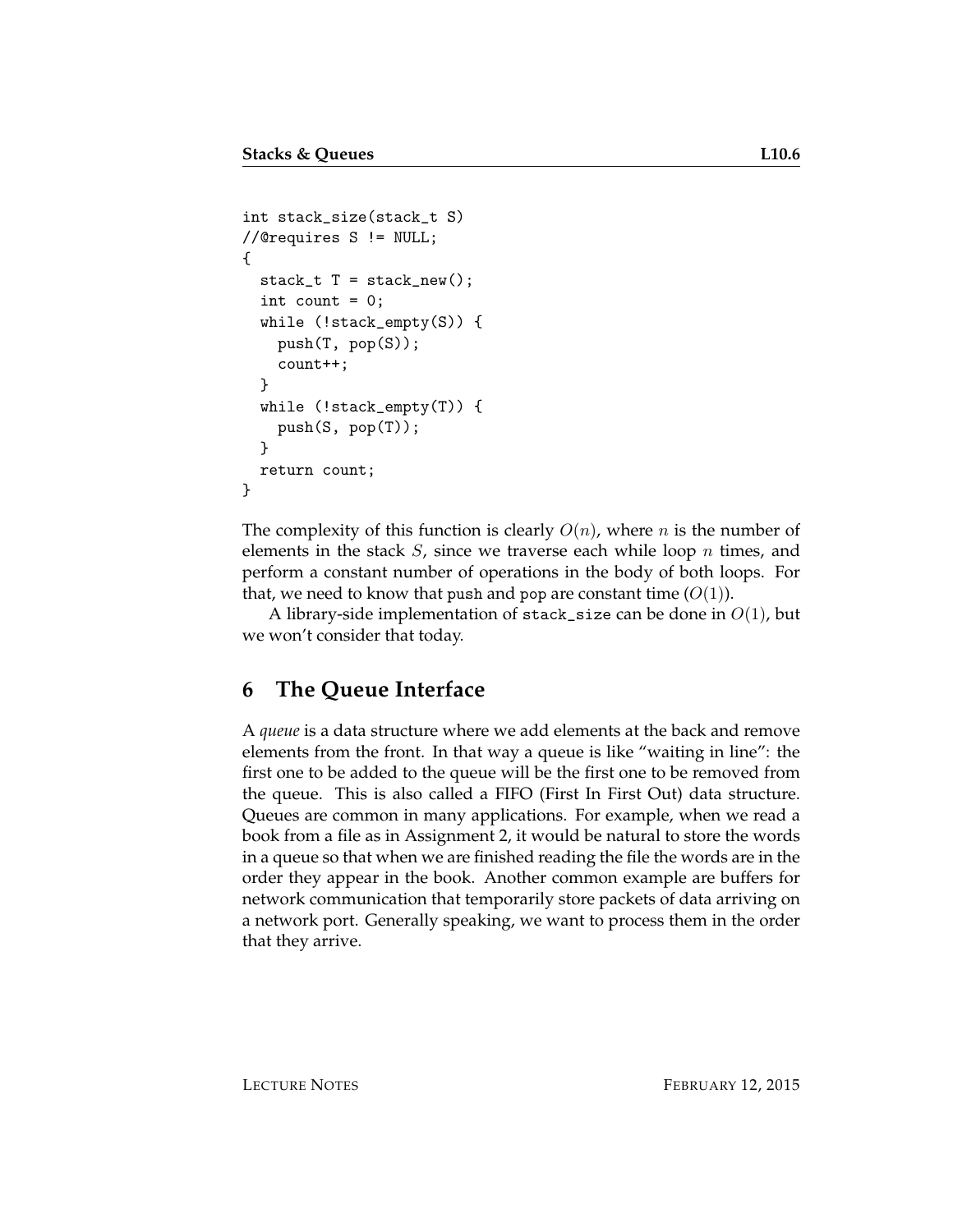```
int stack_size(stack_t S)
//@requires S != NULL;
{
  stack_t T = stack_new();
  int count = 0;
  while (!stack_empty(S)) {
    push(T, pop(S));
    count++;
  }
  while (!stack_empty(T)) {
    push(S, pop(T));
  }
  return count;
}
```

The complexity of this function is clearly $O(n)$, where $n$ is the number of elements in the stack $S$, since we traverse each while loop $n$ times, and perform a constant number of operations in the body of both loops. For that, we need to know that `push` and `pop` are constant time ($O(1)$).

A library-side implementation of `stack_size` can be done in $O(1)$, but we won't consider that today.

## 6 The Queue Interface

A *queue* is a data structure where we add elements at the back and remove elements from the front. In that way a queue is like "waiting in line": the first one to be added to the queue will be the first one to be removed from the queue. This is also called a FIFO (First In First Out) data structure. Queues are common in many applications. For example, when we read a book from a file as in Assignment 2, it would be natural to store the words in a queue so that when we are finished reading the file the words are in the order they appear in the book. Another common example are buffers for network communication that temporarily store packets of data arriving on a network port. Generally speaking, we want to process them in the order that they arrive.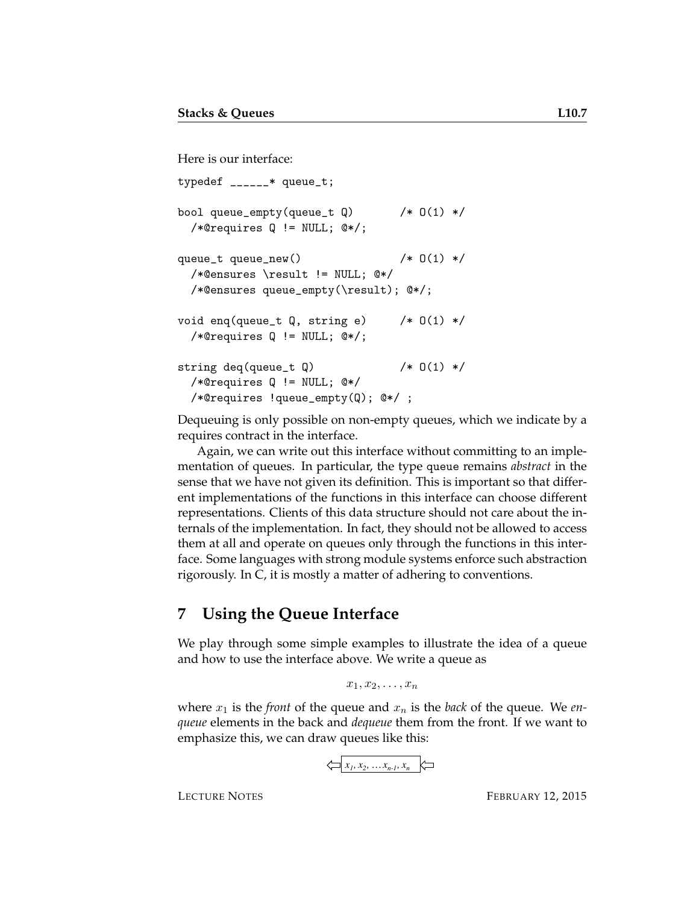Here is our interface:

```
typedef ______* queue_t;

bool queue_empty(queue_t Q)         /* O(1) */
  /*@requires Q != NULL; @*/;

queue_t queue_new()                 /* O(1) */
  /*@ensures \result != NULL; @*/
  /*@ensures queue_empty(\result); @*/;

void enq(queue_t Q, string e)      /* O(1) */
  /*@requires Q != NULL; @*/;

string deq(queue_t Q)               /* O(1) */
  /*@requires Q != NULL; @*/
  /*@requires !queue_empty(Q); @*/ ;
```

Dequeuing is only possible on non-empty queues, which we indicate by a requires contract in the interface.

Again, we can write out this interface without committing to an implementation of queues. In particular, the type queue remains *abstract* in the sense that we have not given its definition. This is important so that different implementations of the functions in this interface can choose different representations. Clients of this data structure should not care about the internals of the implementation. In fact, they should not be allowed to access them at all and operate on queues only through the functions in this interface. Some languages with strong module systems enforce such abstraction rigorously. In C, it is mostly a matter of adhering to conventions.

## 7 Using the Queue Interface

We play through some simple examples to illustrate the idea of a queue and how to use the interface above. We write a queue as

$$x_1, x_2, \ldots, x_n$$

where $x_1$ is the *front* of the queue and $x_n$ is the *back* of the queue. We *enqueue* elements in the back and *dequeue* them from the front. If we want to emphasize this, we can draw queues like this:

⇦ $x_1, x_2, \ldots x_{n-1}, x_n$ ⇦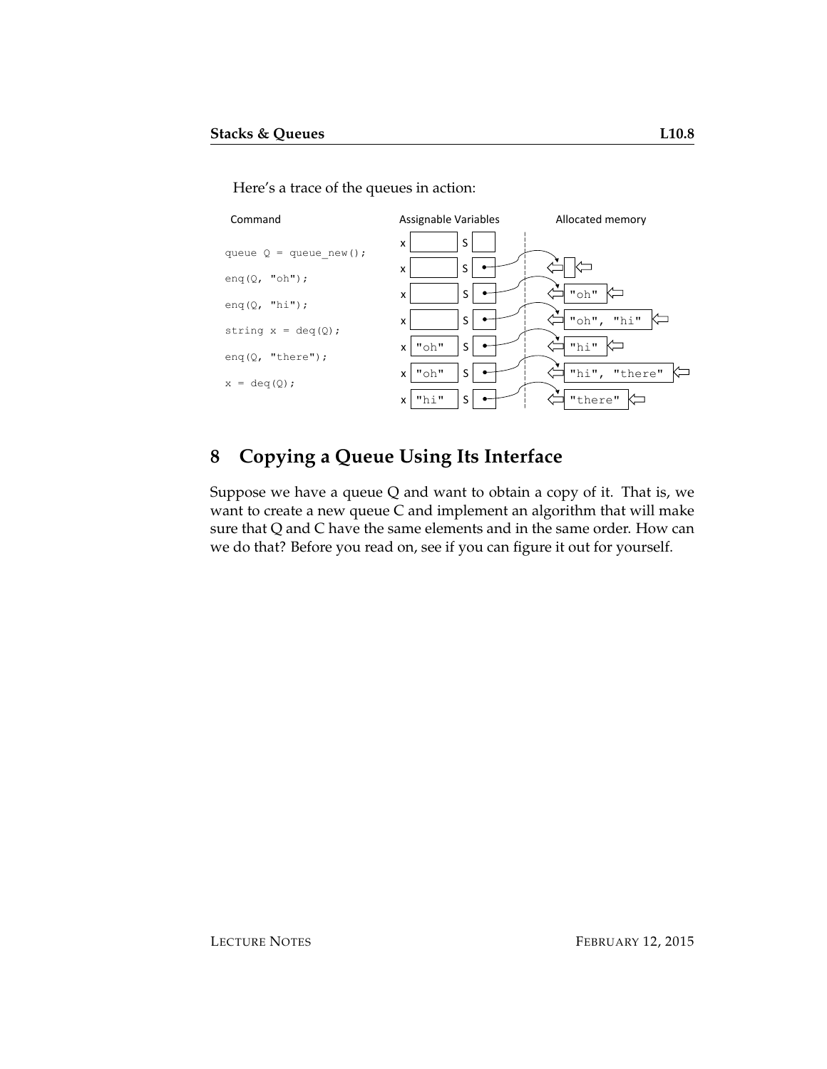Here's a trace of the queues in action:

| Command | Assignable Variables | Allocated memory |
| --- | --- | --- |
| | x: (empty), S: (empty) | |
| `queue Q = queue_new();` | x: (empty), S: • | (empty queue) |
| `enq(Q, "oh");` | x: (empty), S: • | "oh" |
| `enq(Q, "hi");` | x: (empty), S: • | "oh", "hi" |
| `string x = deq(Q);` | x: "oh", S: • | "hi" |
| `enq(Q, "there");` | x: "oh", S: • | "hi", "there" |
| `x = deq(Q);` | x: "hi", S: • | "there" |

## 8 Copying a Queue Using Its Interface

Suppose we have a queue Q and want to obtain a copy of it. That is, we want to create a new queue C and implement an algorithm that will make sure that Q and C have the same elements and in the same order. How can we do that? Before you read on, see if you can figure it out for yourself.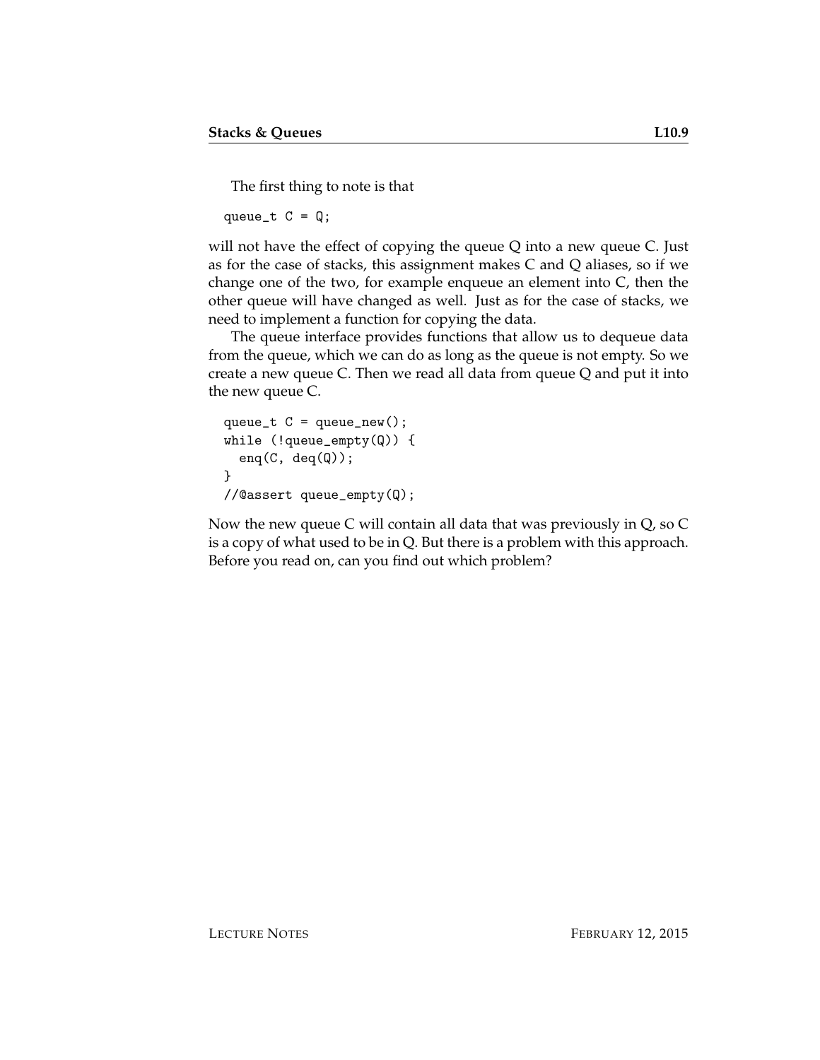The first thing to note is that

```
queue_t C = Q;
```

will not have the effect of copying the queue Q into a new queue C. Just as for the case of stacks, this assignment makes C and Q aliases, so if we change one of the two, for example enqueue an element into C, then the other queue will have changed as well. Just as for the case of stacks, we need to implement a function for copying the data.

The queue interface provides functions that allow us to dequeue data from the queue, which we can do as long as the queue is not empty. So we create a new queue C. Then we read all data from queue Q and put it into the new queue C.

```
queue_t C = queue_new();
while (!queue_empty(Q)) {
  enq(C, deq(Q));
}
//@assert queue_empty(Q);
```

Now the new queue C will contain all data that was previously in Q, so C is a copy of what used to be in Q. But there is a problem with this approach. Before you read on, can you find out which problem?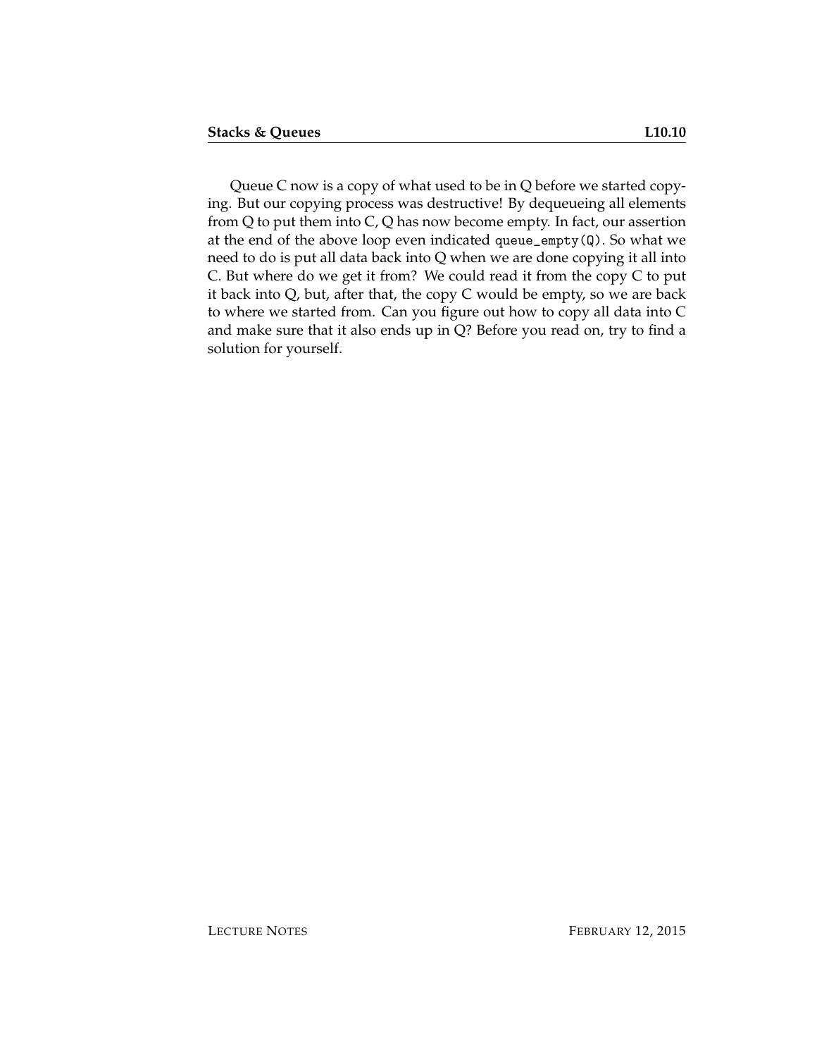Queue C now is a copy of what used to be in Q before we started copying. But our copying process was destructive! By dequeueing all elements from Q to put them into C, Q has now become empty. In fact, our assertion at the end of the above loop even indicated `queue_empty(Q)`. So what we need to do is put all data back into Q when we are done copying it all into C. But where do we get it from? We could read it from the copy C to put it back into Q, but, after that, the copy C would be empty, so we are back to where we started from. Can you figure out how to copy all data into C and make sure that it also ends up in Q? Before you read on, try to find a solution for yourself.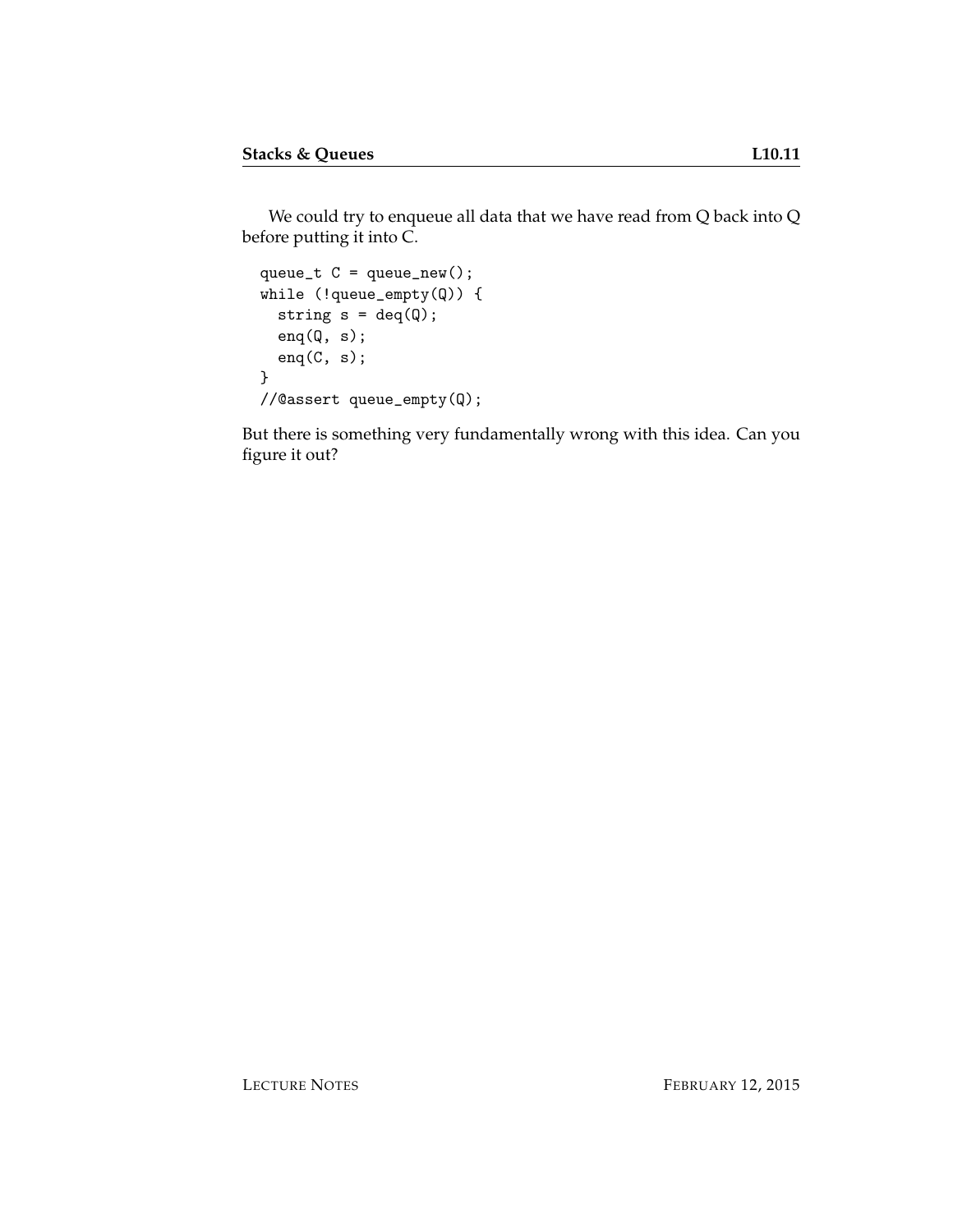We could try to enqueue all data that we have read from Q back into Q before putting it into C.

```
queue_t C = queue_new();
while (!queue_empty(Q)) {
  string s = deq(Q);
  enq(Q, s);
  enq(C, s);
}
//@assert queue_empty(Q);
```

But there is something very fundamentally wrong with this idea. Can you figure it out?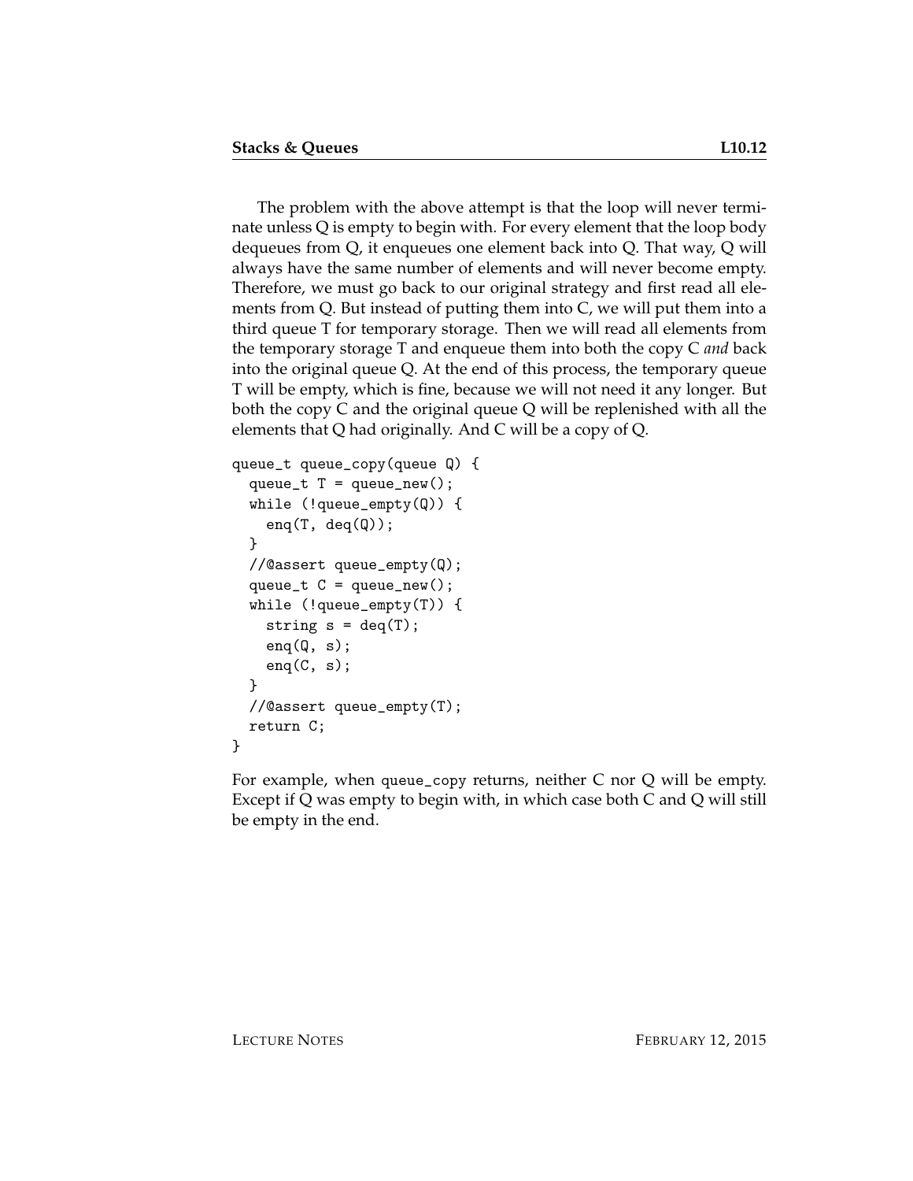The problem with the above attempt is that the loop will never terminate unless Q is empty to begin with. For every element that the loop body dequeues from Q, it enqueues one element back into Q. That way, Q will always have the same number of elements and will never become empty. Therefore, we must go back to our original strategy and first read all elements from Q. But instead of putting them into C, we will put them into a third queue T for temporary storage. Then we will read all elements from the temporary storage T and enqueue them into both the copy C *and* back into the original queue Q. At the end of this process, the temporary queue T will be empty, which is fine, because we will not need it any longer. But both the copy C and the original queue Q will be replenished with all the elements that Q had originally. And C will be a copy of Q.

```
queue_t queue_copy(queue Q) {
  queue_t T = queue_new();
  while (!queue_empty(Q)) {
    enq(T, deq(Q));
  }
  //@assert queue_empty(Q);
  queue_t C = queue_new();
  while (!queue_empty(T)) {
    string s = deq(T);
    enq(Q, s);
    enq(C, s);
  }
  //@assert queue_empty(T);
  return C;
}
```

For example, when `queue_copy` returns, neither C nor Q will be empty. Except if Q was empty to begin with, in which case both C and Q will still be empty in the end.